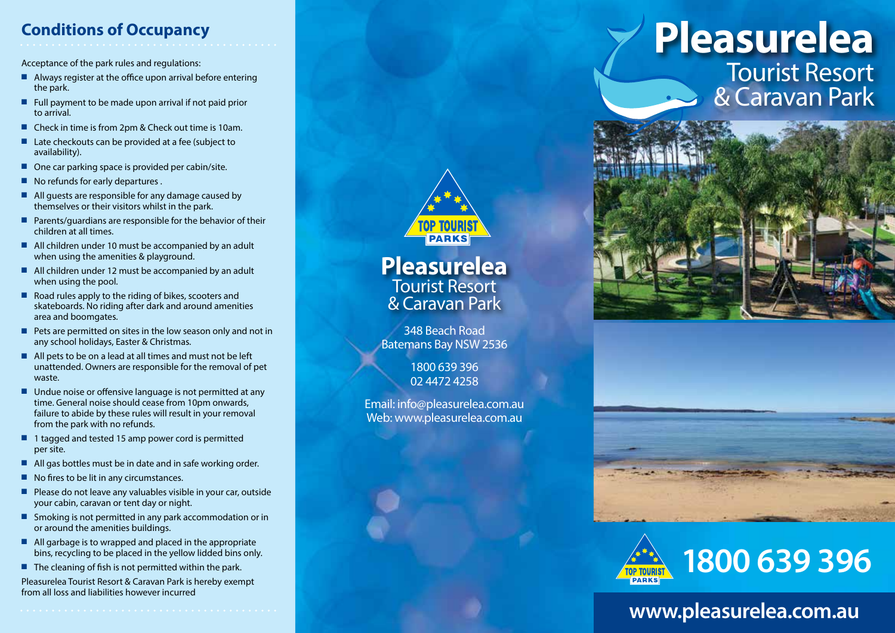## Conditions of Occupancy

Acceptance of the park rules and regulations:

- Always register at the office upon arrival before entering the park.
- Full payment to be made upon arrival if not paid prior to arrival.
- Check in time is from 2pm & Check out time is 10am.
- Late checkouts can be provided at a fee (subject to availability).
- One car parking space is provided per cabin/site.
- No refunds for early departures .
- All guests are responsible for any damage caused by themselves or their visitors whilst in the park.
- Parents/guardians are responsible for the behavior of their children at all times.
- All children under 10 must be accompanied by an adult when using the amenities & playground.
- All children under 12 must be accompanied by an adult when using the pool.
- Road rules apply to the riding of bikes, scooters and skateboards. No riding after dark and around amenities area and boomgates.
- Pets are permitted on sites in the low season only and not in any school holidays, Easter & Christmas.
- All pets to be on a lead at all times and must not be left unattended. Owners are responsible for the removal of pet waste.
- Undue noise or offensive language is not permitted at any time. General noise should cease from 10pm onwards, failure to abide by these rules will result in your removal from the park with no refunds.
- 1 tagged and tested 15 amp power cord is permitted per site.
- All gas bottles must be in date and in safe working order.
- No fires to be lit in any circumstances.
- Please do not leave any valuables visible in your car, outside your cabin, caravan or tent day or night.
- Smoking is not permitted in any park accommodation or in or around the amenities buildings.
- All garbage is to wrapped and placed in the appropriate bins, recycling to be placed in the yellow lidded bins only.
- The cleaning of fish is not permitted within the park.

Pleasurelea Tourist Resort & Caravan Park is hereby exempt from all loss and liabilities however incurred

TOP TOURIST PARKS

# Pleasurelea
## Tourist Resort & Caravan Park

348 Beach Road
Batemans Bay NSW 2536

1800 639 396
02 4472 4258

Email: info@pleasurelea.com.au
Web: www.pleasurelea.com.au

# Pleasurelea
## Tourist Resort & Caravan Park

TOP TOURIST PARKS

**1800 639 396**

**www.pleasurelea.com.au**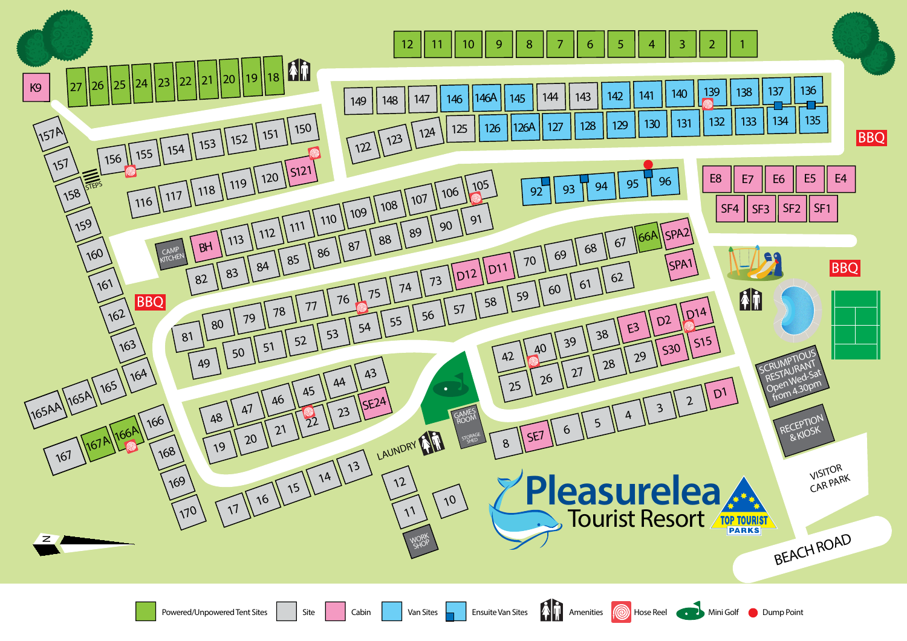# Pleasurelea Tourist Resort

TOP TOURIST PARKS

SCRUMPTIOUS RESTAURANT Open Wed-Sat from 4.30pm

RECEPTION & KIOSK

VISITOR CAR PARK

BEACH ROAD

BBQ

CAMP KITCHEN

GAMES ROOM

STORAGE SHED

LAUNDRY

WORK SHOP

STEPS

K9

12 11 10 9 8 7 6 5 4 3 2 1

27 26 25 24 23 22 21 20 19 18

149 148 147 146 146A 145 144 143 142 141 140 139 138 137 136

122 123 124 125 126 126A 127 128 129 130 131 132 133 134 135

157A 157 158 159 160 161 162 163 164 165 165A 165AA

156 155 154 153 152 151 150

116 117 118 119 120 S121

105 106 107 108 109 110 111 112 113 BH

91 90 89 88 87 86 85 84 83 82

92 93 94 95 96

E8 E7 E6 E5 E4

SF4 SF3 SF2 SF1

SPA2 SPA1 66A 67 68 69 70 D11 D12 73 74 75 76 77 78 79 80 81

62 61 60 59 58 57 56 55 54 53 52 51 50 49

D14 D2 E3 38 39 40 42

S15 S30 29 28 27 26 25

43 44 45 46 47 48

SE24 23 22 21 20 19

D1 2 3 4 5 6 SE7 8

13 14 15 16 17

12 11 10

166 166A 167A 167 168 169 170

Powered/Unpowered Tent Sites

Site

Cabin

Van Sites

Ensuite Van Sites

Amenities

Hose Reel

Mini Golf

Dump Point